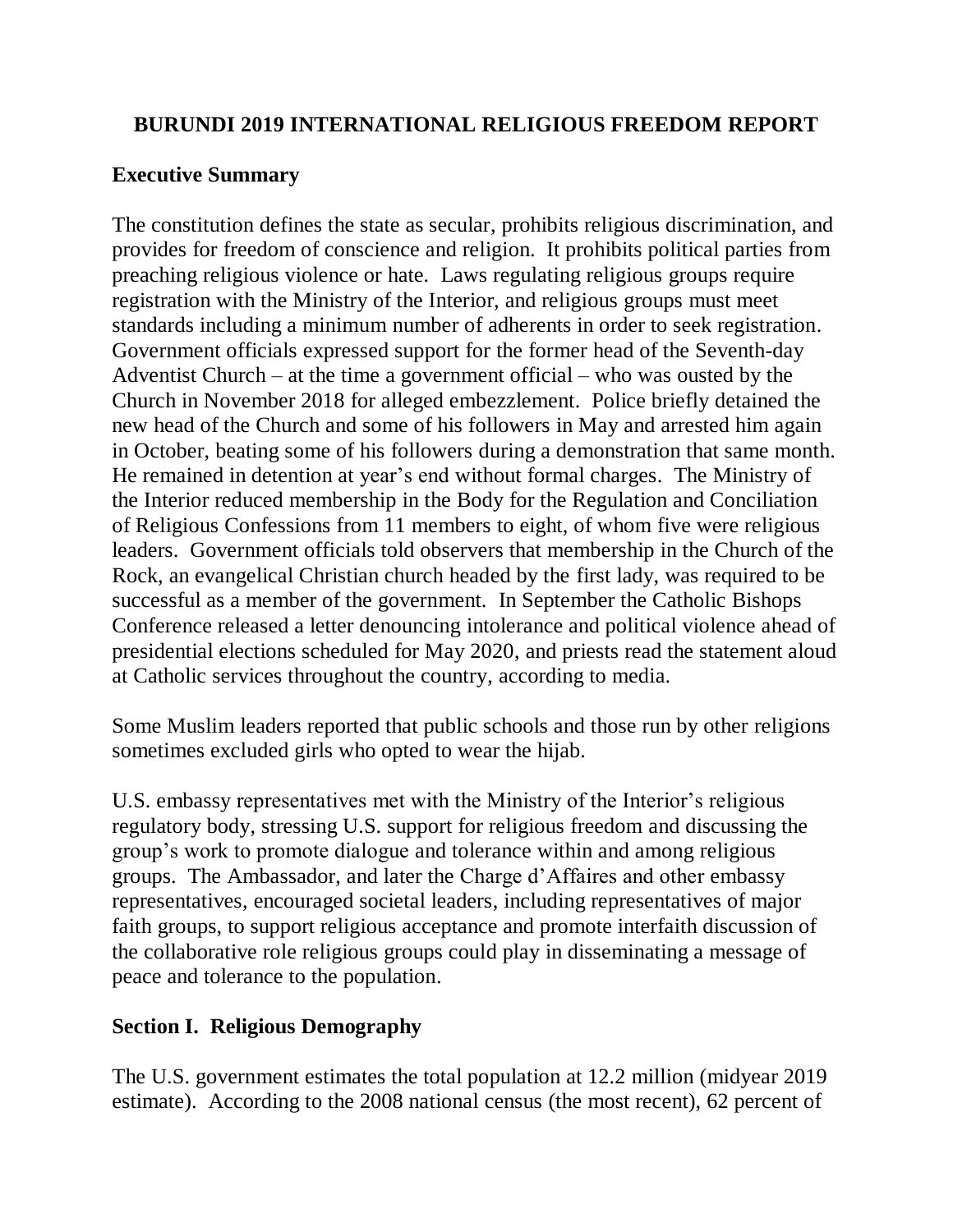# BURUNDI 2019 INTERNATIONAL RELIGIOUS FREEDOM REPORT

## Executive Summary

The constitution defines the state as secular, prohibits religious discrimination, and provides for freedom of conscience and religion. It prohibits political parties from preaching religious violence or hate. Laws regulating religious groups require registration with the Ministry of the Interior, and religious groups must meet standards including a minimum number of adherents in order to seek registration. Government officials expressed support for the former head of the Seventh-day Adventist Church – at the time a government official – who was ousted by the Church in November 2018 for alleged embezzlement. Police briefly detained the new head of the Church and some of his followers in May and arrested him again in October, beating some of his followers during a demonstration that same month. He remained in detention at year's end without formal charges. The Ministry of the Interior reduced membership in the Body for the Regulation and Conciliation of Religious Confessions from 11 members to eight, of whom five were religious leaders. Government officials told observers that membership in the Church of the Rock, an evangelical Christian church headed by the first lady, was required to be successful as a member of the government. In September the Catholic Bishops Conference released a letter denouncing intolerance and political violence ahead of presidential elections scheduled for May 2020, and priests read the statement aloud at Catholic services throughout the country, according to media.

Some Muslim leaders reported that public schools and those run by other religions sometimes excluded girls who opted to wear the hijab.

U.S. embassy representatives met with the Ministry of the Interior's religious regulatory body, stressing U.S. support for religious freedom and discussing the group's work to promote dialogue and tolerance within and among religious groups. The Ambassador, and later the Charge d'Affaires and other embassy representatives, encouraged societal leaders, including representatives of major faith groups, to support religious acceptance and promote interfaith discussion of the collaborative role religious groups could play in disseminating a message of peace and tolerance to the population.

## Section I. Religious Demography

The U.S. government estimates the total population at 12.2 million (midyear 2019 estimate). According to the 2008 national census (the most recent), 62 percent of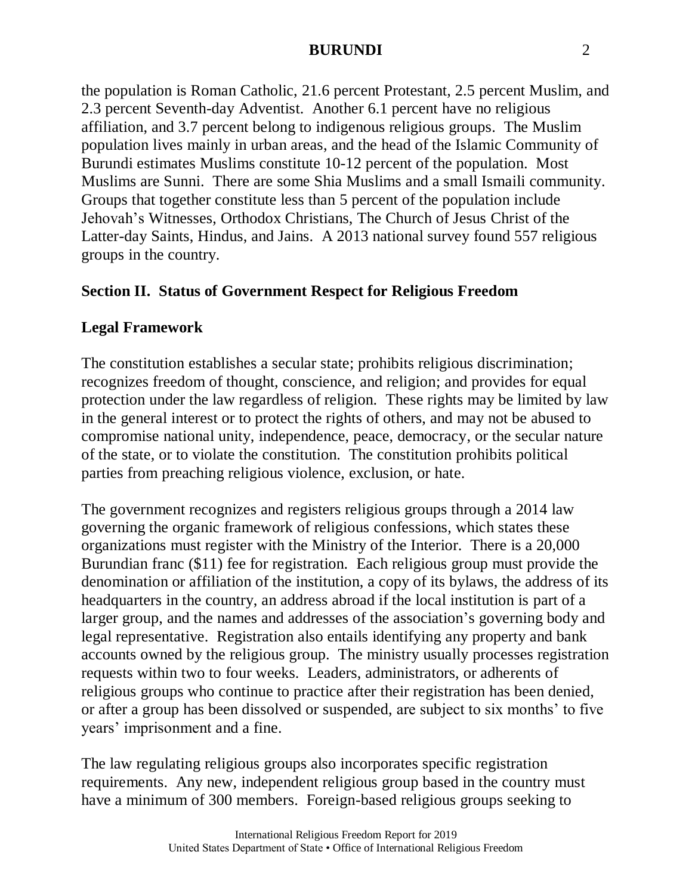the population is Roman Catholic, 21.6 percent Protestant, 2.5 percent Muslim, and 2.3 percent Seventh-day Adventist. Another 6.1 percent have no religious affiliation, and 3.7 percent belong to indigenous religious groups. The Muslim population lives mainly in urban areas, and the head of the Islamic Community of Burundi estimates Muslims constitute 10-12 percent of the population. Most Muslims are Sunni. There are some Shia Muslims and a small Ismaili community. Groups that together constitute less than 5 percent of the population include Jehovah's Witnesses, Orthodox Christians, The Church of Jesus Christ of the Latter-day Saints, Hindus, and Jains. A 2013 national survey found 557 religious groups in the country.

## Section II. Status of Government Respect for Religious Freedom

### Legal Framework

The constitution establishes a secular state; prohibits religious discrimination; recognizes freedom of thought, conscience, and religion; and provides for equal protection under the law regardless of religion. These rights may be limited by law in the general interest or to protect the rights of others, and may not be abused to compromise national unity, independence, peace, democracy, or the secular nature of the state, or to violate the constitution. The constitution prohibits political parties from preaching religious violence, exclusion, or hate.

The government recognizes and registers religious groups through a 2014 law governing the organic framework of religious confessions, which states these organizations must register with the Ministry of the Interior. There is a 20,000 Burundian franc ($11) fee for registration. Each religious group must provide the denomination or affiliation of the institution, a copy of its bylaws, the address of its headquarters in the country, an address abroad if the local institution is part of a larger group, and the names and addresses of the association's governing body and legal representative. Registration also entails identifying any property and bank accounts owned by the religious group. The ministry usually processes registration requests within two to four weeks. Leaders, administrators, or adherents of religious groups who continue to practice after their registration has been denied, or after a group has been dissolved or suspended, are subject to six months' to five years' imprisonment and a fine.

The law regulating religious groups also incorporates specific registration requirements. Any new, independent religious group based in the country must have a minimum of 300 members. Foreign-based religious groups seeking to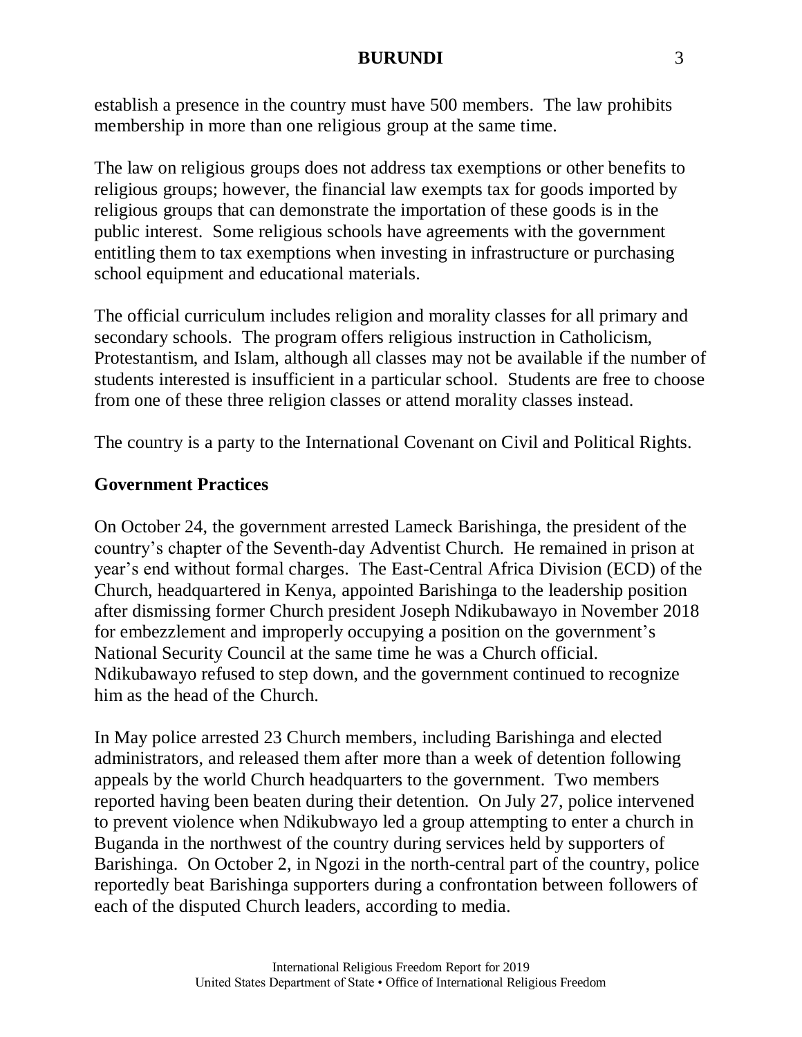establish a presence in the country must have 500 members. The law prohibits membership in more than one religious group at the same time.

The law on religious groups does not address tax exemptions or other benefits to religious groups; however, the financial law exempts tax for goods imported by religious groups that can demonstrate the importation of these goods is in the public interest. Some religious schools have agreements with the government entitling them to tax exemptions when investing in infrastructure or purchasing school equipment and educational materials.

The official curriculum includes religion and morality classes for all primary and secondary schools. The program offers religious instruction in Catholicism, Protestantism, and Islam, although all classes may not be available if the number of students interested is insufficient in a particular school. Students are free to choose from one of these three religion classes or attend morality classes instead.

The country is a party to the International Covenant on Civil and Political Rights.

## Government Practices

On October 24, the government arrested Lameck Barishinga, the president of the country's chapter of the Seventh-day Adventist Church. He remained in prison at year's end without formal charges. The East-Central Africa Division (ECD) of the Church, headquartered in Kenya, appointed Barishinga to the leadership position after dismissing former Church president Joseph Ndikubawayo in November 2018 for embezzlement and improperly occupying a position on the government's National Security Council at the same time he was a Church official. Ndikubawayo refused to step down, and the government continued to recognize him as the head of the Church.

In May police arrested 23 Church members, including Barishinga and elected administrators, and released them after more than a week of detention following appeals by the world Church headquarters to the government. Two members reported having been beaten during their detention. On July 27, police intervened to prevent violence when Ndikubwayo led a group attempting to enter a church in Buganda in the northwest of the country during services held by supporters of Barishinga. On October 2, in Ngozi in the north-central part of the country, police reportedly beat Barishinga supporters during a confrontation between followers of each of the disputed Church leaders, according to media.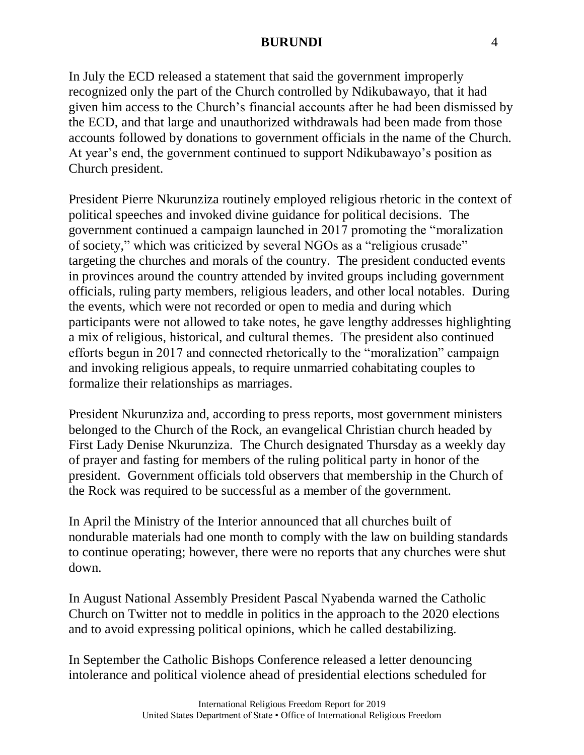In July the ECD released a statement that said the government improperly recognized only the part of the Church controlled by Ndikubawayo, that it had given him access to the Church's financial accounts after he had been dismissed by the ECD, and that large and unauthorized withdrawals had been made from those accounts followed by donations to government officials in the name of the Church. At year's end, the government continued to support Ndikubawayo's position as Church president.

President Pierre Nkurunziza routinely employed religious rhetoric in the context of political speeches and invoked divine guidance for political decisions. The government continued a campaign launched in 2017 promoting the "moralization of society," which was criticized by several NGOs as a "religious crusade" targeting the churches and morals of the country. The president conducted events in provinces around the country attended by invited groups including government officials, ruling party members, religious leaders, and other local notables. During the events, which were not recorded or open to media and during which participants were not allowed to take notes, he gave lengthy addresses highlighting a mix of religious, historical, and cultural themes. The president also continued efforts begun in 2017 and connected rhetorically to the "moralization" campaign and invoking religious appeals, to require unmarried cohabitating couples to formalize their relationships as marriages.

President Nkurunziza and, according to press reports, most government ministers belonged to the Church of the Rock, an evangelical Christian church headed by First Lady Denise Nkurunziza. The Church designated Thursday as a weekly day of prayer and fasting for members of the ruling political party in honor of the president. Government officials told observers that membership in the Church of the Rock was required to be successful as a member of the government.

In April the Ministry of the Interior announced that all churches built of nondurable materials had one month to comply with the law on building standards to continue operating; however, there were no reports that any churches were shut down.

In August National Assembly President Pascal Nyabenda warned the Catholic Church on Twitter not to meddle in politics in the approach to the 2020 elections and to avoid expressing political opinions, which he called destabilizing.

In September the Catholic Bishops Conference released a letter denouncing intolerance and political violence ahead of presidential elections scheduled for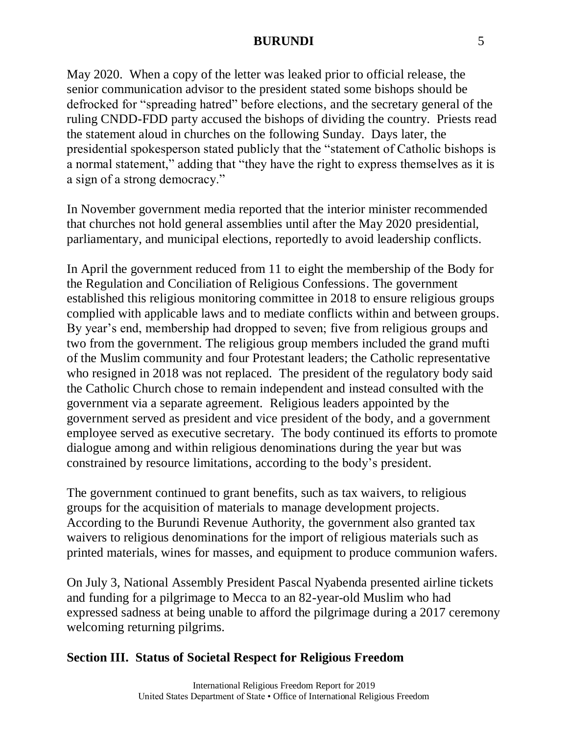May 2020. When a copy of the letter was leaked prior to official release, the senior communication advisor to the president stated some bishops should be defrocked for "spreading hatred" before elections, and the secretary general of the ruling CNDD-FDD party accused the bishops of dividing the country. Priests read the statement aloud in churches on the following Sunday. Days later, the presidential spokesperson stated publicly that the "statement of Catholic bishops is a normal statement," adding that "they have the right to express themselves as it is a sign of a strong democracy."

In November government media reported that the interior minister recommended that churches not hold general assemblies until after the May 2020 presidential, parliamentary, and municipal elections, reportedly to avoid leadership conflicts.

In April the government reduced from 11 to eight the membership of the Body for the Regulation and Conciliation of Religious Confessions. The government established this religious monitoring committee in 2018 to ensure religious groups complied with applicable laws and to mediate conflicts within and between groups. By year's end, membership had dropped to seven; five from religious groups and two from the government. The religious group members included the grand mufti of the Muslim community and four Protestant leaders; the Catholic representative who resigned in 2018 was not replaced. The president of the regulatory body said the Catholic Church chose to remain independent and instead consulted with the government via a separate agreement. Religious leaders appointed by the government served as president and vice president of the body, and a government employee served as executive secretary. The body continued its efforts to promote dialogue among and within religious denominations during the year but was constrained by resource limitations, according to the body's president.

The government continued to grant benefits, such as tax waivers, to religious groups for the acquisition of materials to manage development projects. According to the Burundi Revenue Authority, the government also granted tax waivers to religious denominations for the import of religious materials such as printed materials, wines for masses, and equipment to produce communion wafers.

On July 3, National Assembly President Pascal Nyabenda presented airline tickets and funding for a pilgrimage to Mecca to an 82-year-old Muslim who had expressed sadness at being unable to afford the pilgrimage during a 2017 ceremony welcoming returning pilgrims.

## Section III. Status of Societal Respect for Religious Freedom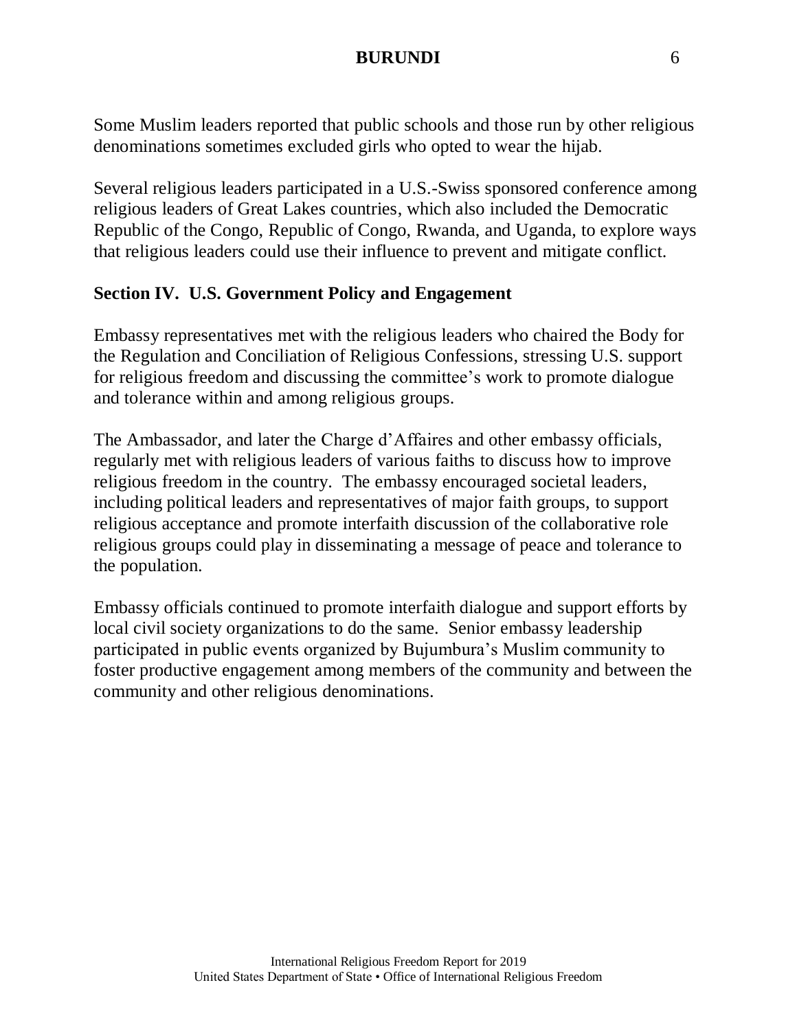Some Muslim leaders reported that public schools and those run by other religious denominations sometimes excluded girls who opted to wear the hijab.

Several religious leaders participated in a U.S.-Swiss sponsored conference among religious leaders of Great Lakes countries, which also included the Democratic Republic of the Congo, Republic of Congo, Rwanda, and Uganda, to explore ways that religious leaders could use their influence to prevent and mitigate conflict.

## Section IV. U.S. Government Policy and Engagement

Embassy representatives met with the religious leaders who chaired the Body for the Regulation and Conciliation of Religious Confessions, stressing U.S. support for religious freedom and discussing the committee's work to promote dialogue and tolerance within and among religious groups.

The Ambassador, and later the Charge d'Affaires and other embassy officials, regularly met with religious leaders of various faiths to discuss how to improve religious freedom in the country. The embassy encouraged societal leaders, including political leaders and representatives of major faith groups, to support religious acceptance and promote interfaith discussion of the collaborative role religious groups could play in disseminating a message of peace and tolerance to the population.

Embassy officials continued to promote interfaith dialogue and support efforts by local civil society organizations to do the same. Senior embassy leadership participated in public events organized by Bujumbura's Muslim community to foster productive engagement among members of the community and between the community and other religious denominations.